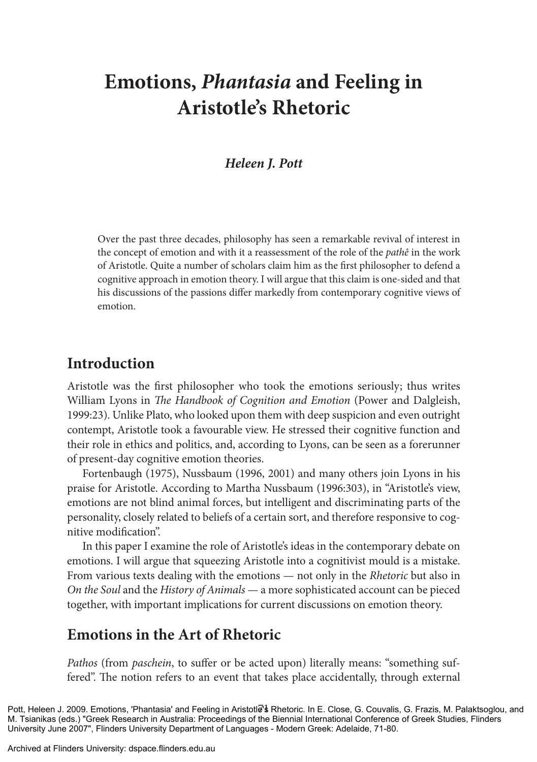# Emotions, *Phantasia* and Feeling in Aristotle's Rhetoric

***Heleen J. Pott***

Over the past three decades, philosophy has seen a remarkable revival of interest in the concept of emotion and with it a reassessment of the role of the *pathê* in the work of Aristotle. Quite a number of scholars claim him as the first philosopher to defend a cognitive approach in emotion theory. I will argue that this claim is one-sided and that his discussions of the passions differ markedly from contemporary cognitive views of emotion.

## Introduction

Aristotle was the first philosopher who took the emotions seriously; thus writes William Lyons in *The Handbook of Cognition and Emotion* (Power and Dalgleish, 1999:23). Unlike Plato, who looked upon them with deep suspicion and even outright contempt, Aristotle took a favourable view. He stressed their cognitive function and their role in ethics and politics, and, according to Lyons, can be seen as a forerunner of present-day cognitive emotion theories.

Fortenbaugh (1975), Nussbaum (1996, 2001) and many others join Lyons in his praise for Aristotle. According to Martha Nussbaum (1996:303), in "Aristotle's view, emotions are not blind animal forces, but intelligent and discriminating parts of the personality, closely related to beliefs of a certain sort, and therefore responsive to cognitive modification".

In this paper I examine the role of Aristotle's ideas in the contemporary debate on emotions. I will argue that squeezing Aristotle into a cognitivist mould is a mistake. From various texts dealing with the emotions — not only in the *Rhetoric* but also in *On the Soul* and the *History of Animals* — a more sophisticated account can be pieced together, with important implications for current discussions on emotion theory.

## Emotions in the Art of Rhetoric

*Pathos* (from *paschein*, to suffer or be acted upon) literally means: "something suffered". The notion refers to an event that takes place accidentally, through external

Pott, Heleen J. 2009. Emotions, 'Phantasia' and Feeling in Aristotle's Rhetoric. In E. Close, G. Couvalis, G. Frazis, M. Palaktsoglou, and M. Tsianikas (eds.) "Greek Research in Australia: Proceedings of the Biennial International Conference of Greek Studies, Flinders University June 2007", Flinders University Department of Languages - Modern Greek: Adelaide, 71-80.

Archived at Flinders University: dspace.flinders.edu.au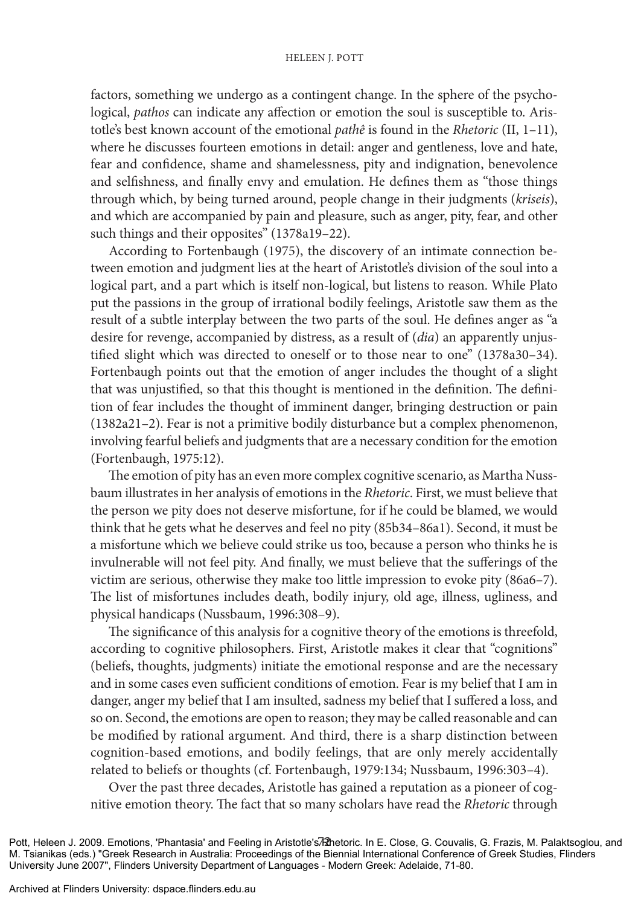factors, something we undergo as a contingent change. In the sphere of the psychological, *pathos* can indicate any affection or emotion the soul is susceptible to. Aristotle's best known account of the emotional *pathê* is found in the *Rhetoric* (II, 1–11), where he discusses fourteen emotions in detail: anger and gentleness, love and hate, fear and confidence, shame and shamelessness, pity and indignation, benevolence and selfishness, and finally envy and emulation. He defines them as "those things through which, by being turned around, people change in their judgments (*kriseis*), and which are accompanied by pain and pleasure, such as anger, pity, fear, and other such things and their opposites" (1378a19–22).

According to Fortenbaugh (1975), the discovery of an intimate connection between emotion and judgment lies at the heart of Aristotle's division of the soul into a logical part, and a part which is itself non-logical, but listens to reason. While Plato put the passions in the group of irrational bodily feelings, Aristotle saw them as the result of a subtle interplay between the two parts of the soul. He defines anger as "a desire for revenge, accompanied by distress, as a result of (*dia*) an apparently unjustified slight which was directed to oneself or to those near to one" (1378a30–34). Fortenbaugh points out that the emotion of anger includes the thought of a slight that was unjustified, so that this thought is mentioned in the definition. The definition of fear includes the thought of imminent danger, bringing destruction or pain (1382a21–2). Fear is not a primitive bodily disturbance but a complex phenomenon, involving fearful beliefs and judgments that are a necessary condition for the emotion (Fortenbaugh, 1975:12).

The emotion of pity has an even more complex cognitive scenario, as Martha Nussbaum illustrates in her analysis of emotions in the *Rhetoric*. First, we must believe that the person we pity does not deserve misfortune, for if he could be blamed, we would think that he gets what he deserves and feel no pity (85b34–86a1). Second, it must be a misfortune which we believe could strike us too, because a person who thinks he is invulnerable will not feel pity. And finally, we must believe that the sufferings of the victim are serious, otherwise they make too little impression to evoke pity (86a6–7). The list of misfortunes includes death, bodily injury, old age, illness, ugliness, and physical handicaps (Nussbaum, 1996:308–9).

The significance of this analysis for a cognitive theory of the emotions is threefold, according to cognitive philosophers. First, Aristotle makes it clear that "cognitions" (beliefs, thoughts, judgments) initiate the emotional response and are the necessary and in some cases even sufficient conditions of emotion. Fear is my belief that I am in danger, anger my belief that I am insulted, sadness my belief that I suffered a loss, and so on. Second, the emotions are open to reason; they may be called reasonable and can be modified by rational argument. And third, there is a sharp distinction between cognition-based emotions, and bodily feelings, that are only merely accidentally related to beliefs or thoughts (cf. Fortenbaugh, 1979:134; Nussbaum, 1996:303–4).

Over the past three decades, Aristotle has gained a reputation as a pioneer of cognitive emotion theory. The fact that so many scholars have read the *Rhetoric* through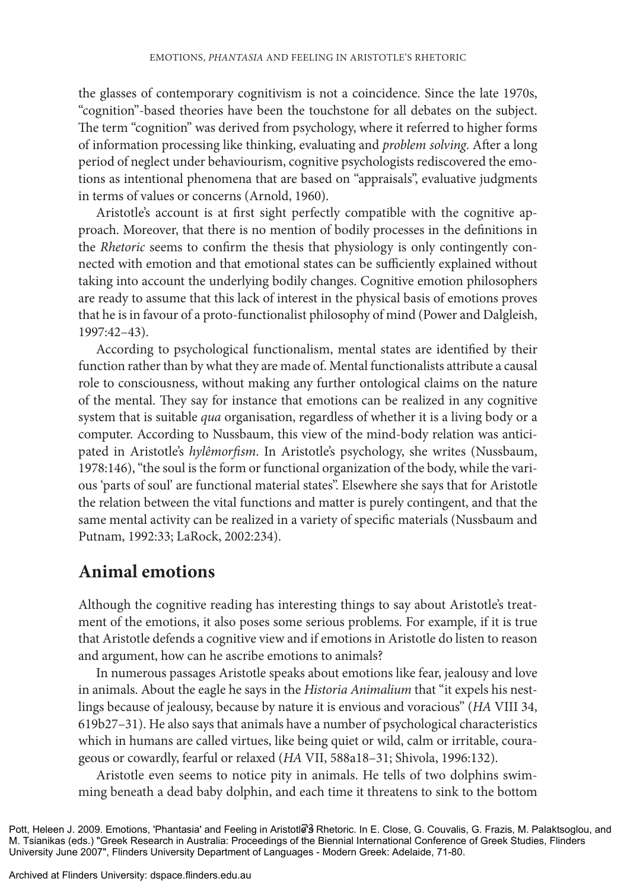the glasses of contemporary cognitivism is not a coincidence. Since the late 1970s, "cognition"-based theories have been the touchstone for all debates on the subject. The term "cognition" was derived from psychology, where it referred to higher forms of information processing like thinking, evaluating and *problem solving*. After a long period of neglect under behaviourism, cognitive psychologists rediscovered the emotions as intentional phenomena that are based on "appraisals", evaluative judgments in terms of values or concerns (Arnold, 1960).

Aristotle's account is at first sight perfectly compatible with the cognitive approach. Moreover, that there is no mention of bodily processes in the definitions in the *Rhetoric* seems to confirm the thesis that physiology is only contingently connected with emotion and that emotional states can be sufficiently explained without taking into account the underlying bodily changes. Cognitive emotion philosophers are ready to assume that this lack of interest in the physical basis of emotions proves that he is in favour of a proto-functionalist philosophy of mind (Power and Dalgleish, 1997:42–43).

According to psychological functionalism, mental states are identified by their function rather than by what they are made of. Mental functionalists attribute a causal role to consciousness, without making any further ontological claims on the nature of the mental. They say for instance that emotions can be realized in any cognitive system that is suitable *qua* organisation, regardless of whether it is a living body or a computer. According to Nussbaum, this view of the mind-body relation was anticipated in Aristotle's *hylêmorfism*. In Aristotle's psychology, she writes (Nussbaum, 1978:146), "the soul is the form or functional organization of the body, while the various 'parts of soul' are functional material states". Elsewhere she says that for Aristotle the relation between the vital functions and matter is purely contingent, and that the same mental activity can be realized in a variety of specific materials (Nussbaum and Putnam, 1992:33; LaRock, 2002:234).

## Animal emotions

Although the cognitive reading has interesting things to say about Aristotle's treatment of the emotions, it also poses some serious problems. For example, if it is true that Aristotle defends a cognitive view and if emotions in Aristotle do listen to reason and argument, how can he ascribe emotions to animals?

In numerous passages Aristotle speaks about emotions like fear, jealousy and love in animals. About the eagle he says in the *Historia Animalium* that "it expels his nestlings because of jealousy, because by nature it is envious and voracious" (*HA* VIII 34, 619b27–31). He also says that animals have a number of psychological characteristics which in humans are called virtues, like being quiet or wild, calm or irritable, courageous or cowardly, fearful or relaxed (*HA* VII, 588a18–31; Shivola, 1996:132).

Aristotle even seems to notice pity in animals. He tells of two dolphins swimming beneath a dead baby dolphin, and each time it threatens to sink to the bottom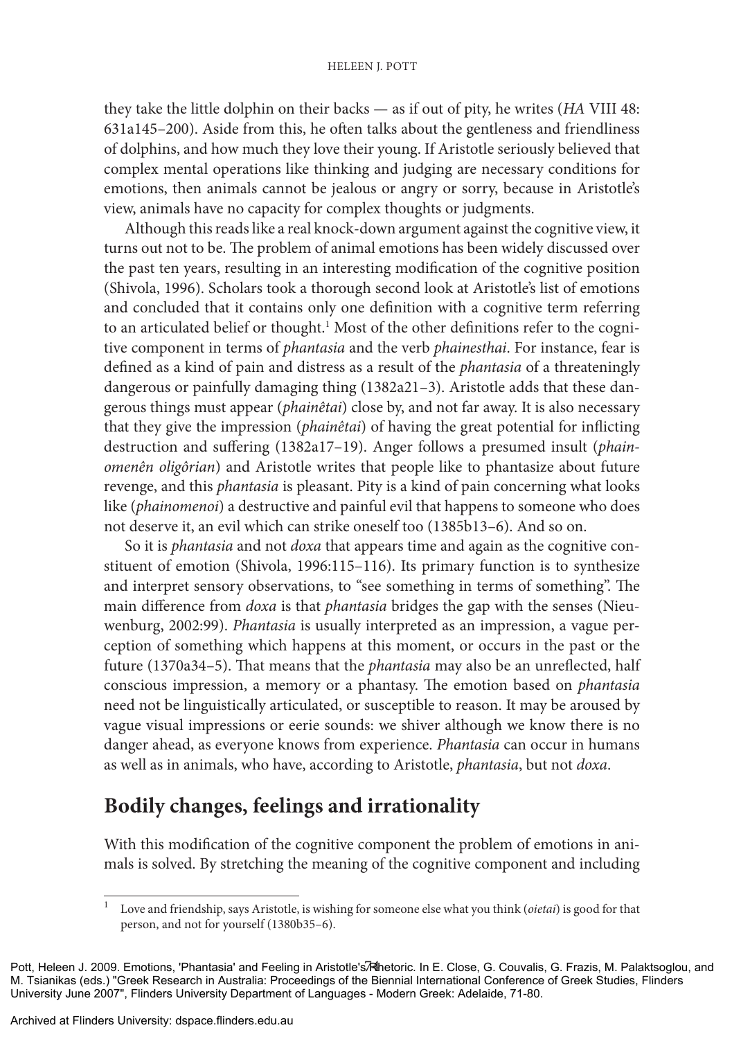they take the little dolphin on their backs — as if out of pity, he writes (*HA* VIII 48: 631a145–200). Aside from this, he often talks about the gentleness and friendliness of dolphins, and how much they love their young. If Aristotle seriously believed that complex mental operations like thinking and judging are necessary conditions for emotions, then animals cannot be jealous or angry or sorry, because in Aristotle's view, animals have no capacity for complex thoughts or judgments.

Although this reads like a real knock-down argument against the cognitive view, it turns out not to be. The problem of animal emotions has been widely discussed over the past ten years, resulting in an interesting modification of the cognitive position (Shivola, 1996). Scholars took a thorough second look at Aristotle's list of emotions and concluded that it contains only one definition with a cognitive term referring to an articulated belief or thought.[1] Most of the other definitions refer to the cognitive component in terms of *phantasia* and the verb *phainesthai*. For instance, fear is defined as a kind of pain and distress as a result of the *phantasia* of a threateningly dangerous or painfully damaging thing (1382a21–3). Aristotle adds that these dangerous things must appear (*phainêtai*) close by, and not far away. It is also necessary that they give the impression (*phainêtai*) of having the great potential for inflicting destruction and suffering (1382a17–19). Anger follows a presumed insult (*phainomenên oligôrian*) and Aristotle writes that people like to phantasize about future revenge, and this *phantasia* is pleasant. Pity is a kind of pain concerning what looks like (*phainomenoi*) a destructive and painful evil that happens to someone who does not deserve it, an evil which can strike oneself too (1385b13–6). And so on.

So it is *phantasia* and not *doxa* that appears time and again as the cognitive constituent of emotion (Shivola, 1996:115–116). Its primary function is to synthesize and interpret sensory observations, to "see something in terms of something". The main difference from *doxa* is that *phantasia* bridges the gap with the senses (Nieuwenburg, 2002:99). *Phantasia* is usually interpreted as an impression, a vague perception of something which happens at this moment, or occurs in the past or the future (1370a34–5). That means that the *phantasia* may also be an unreflected, half conscious impression, a memory or a phantasy. The emotion based on *phantasia* need not be linguistically articulated, or susceptible to reason. It may be aroused by vague visual impressions or eerie sounds: we shiver although we know there is no danger ahead, as everyone knows from experience. *Phantasia* can occur in humans as well as in animals, who have, according to Aristotle, *phantasia*, but not *doxa*.

## Bodily changes, feelings and irrationality

With this modification of the cognitive component the problem of emotions in animals is solved. By stretching the meaning of the cognitive component and including

---

[1] Love and friendship, says Aristotle, is wishing for someone else what you think (*oietai*) is good for that person, and not for yourself (1380b35–6).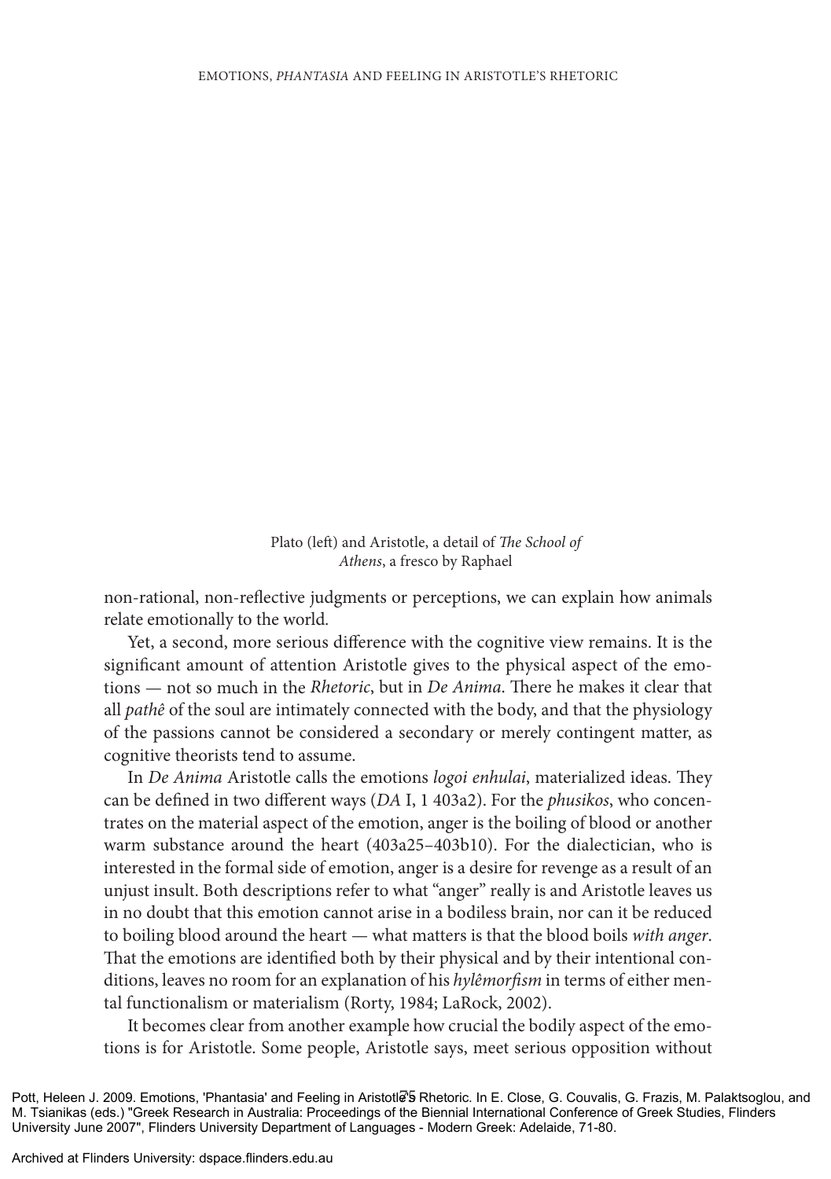Plato (left) and Aristotle, a detail of *The School of Athens*, a fresco by Raphael

non-rational, non-reflective judgments or perceptions, we can explain how animals relate emotionally to the world.

Yet, a second, more serious difference with the cognitive view remains. It is the significant amount of attention Aristotle gives to the physical aspect of the emotions — not so much in the *Rhetoric*, but in *De Anima*. There he makes it clear that all *pathê* of the soul are intimately connected with the body, and that the physiology of the passions cannot be considered a secondary or merely contingent matter, as cognitive theorists tend to assume.

In *De Anima* Aristotle calls the emotions *logoi enhulai*, materialized ideas. They can be defined in two different ways (*DA* I, 1 403a2). For the *phusikos*, who concentrates on the material aspect of the emotion, anger is the boiling of blood or another warm substance around the heart (403a25–403b10). For the dialectician, who is interested in the formal side of emotion, anger is a desire for revenge as a result of an unjust insult. Both descriptions refer to what "anger" really is and Aristotle leaves us in no doubt that this emotion cannot arise in a bodiless brain, nor can it be reduced to boiling blood around the heart — what matters is that the blood boils *with anger*. That the emotions are identified both by their physical and by their intentional conditions, leaves no room for an explanation of his *hylêmorfism* in terms of either mental functionalism or materialism (Rorty, 1984; LaRock, 2002).

It becomes clear from another example how crucial the bodily aspect of the emotions is for Aristotle. Some people, Aristotle says, meet serious opposition without

Pott, Heleen J. 2009. Emotions, 'Phantasia' and Feeling in Aristotle's Rhetoric. In E. Close, G. Couvalis, G. Frazis, M. Palaktsoglou, and M. Tsianikas (eds.) "Greek Research in Australia: Proceedings of the Biennial International Conference of Greek Studies, Flinders University June 2007", Flinders University Department of Languages - Modern Greek: Adelaide, 71-80.

Archived at Flinders University: dspace.flinders.edu.au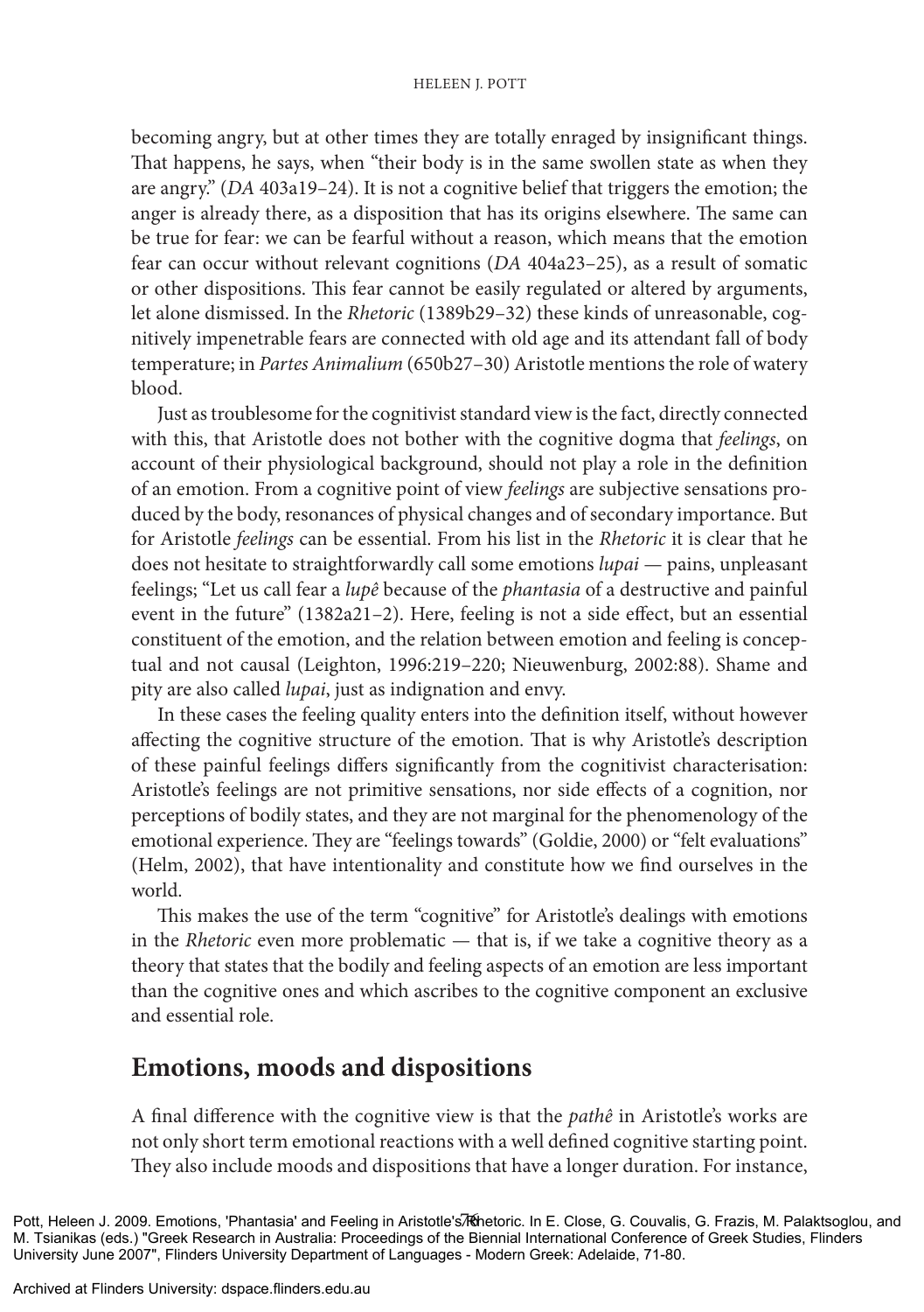becoming angry, but at other times they are totally enraged by insignificant things. That happens, he says, when "their body is in the same swollen state as when they are angry." (*DA* 403a19–24). It is not a cognitive belief that triggers the emotion; the anger is already there, as a disposition that has its origins elsewhere. The same can be true for fear: we can be fearful without a reason, which means that the emotion fear can occur without relevant cognitions (*DA* 404a23–25), as a result of somatic or other dispositions. This fear cannot be easily regulated or altered by arguments, let alone dismissed. In the *Rhetoric* (1389b29–32) these kinds of unreasonable, cognitively impenetrable fears are connected with old age and its attendant fall of body temperature; in *Partes Animalium* (650b27–30) Aristotle mentions the role of watery blood.

Just as troublesome for the cognitivist standard view is the fact, directly connected with this, that Aristotle does not bother with the cognitive dogma that *feelings*, on account of their physiological background, should not play a role in the definition of an emotion. From a cognitive point of view *feelings* are subjective sensations produced by the body, resonances of physical changes and of secondary importance. But for Aristotle *feelings* can be essential. From his list in the *Rhetoric* it is clear that he does not hesitate to straightforwardly call some emotions *lupai* — pains, unpleasant feelings; "Let us call fear a *lupê* because of the *phantasia* of a destructive and painful event in the future" (1382a21–2). Here, feeling is not a side effect, but an essential constituent of the emotion, and the relation between emotion and feeling is conceptual and not causal (Leighton, 1996:219–220; Nieuwenburg, 2002:88). Shame and pity are also called *lupai*, just as indignation and envy.

In these cases the feeling quality enters into the definition itself, without however affecting the cognitive structure of the emotion. That is why Aristotle's description of these painful feelings differs significantly from the cognitivist characterisation: Aristotle's feelings are not primitive sensations, nor side effects of a cognition, nor perceptions of bodily states, and they are not marginal for the phenomenology of the emotional experience. They are "feelings towards" (Goldie, 2000) or "felt evaluations" (Helm, 2002), that have intentionality and constitute how we find ourselves in the world.

This makes the use of the term "cognitive" for Aristotle's dealings with emotions in the *Rhetoric* even more problematic — that is, if we take a cognitive theory as a theory that states that the bodily and feeling aspects of an emotion are less important than the cognitive ones and which ascribes to the cognitive component an exclusive and essential role.

## Emotions, moods and dispositions

A final difference with the cognitive view is that the *pathê* in Aristotle's works are not only short term emotional reactions with a well defined cognitive starting point. They also include moods and dispositions that have a longer duration. For instance,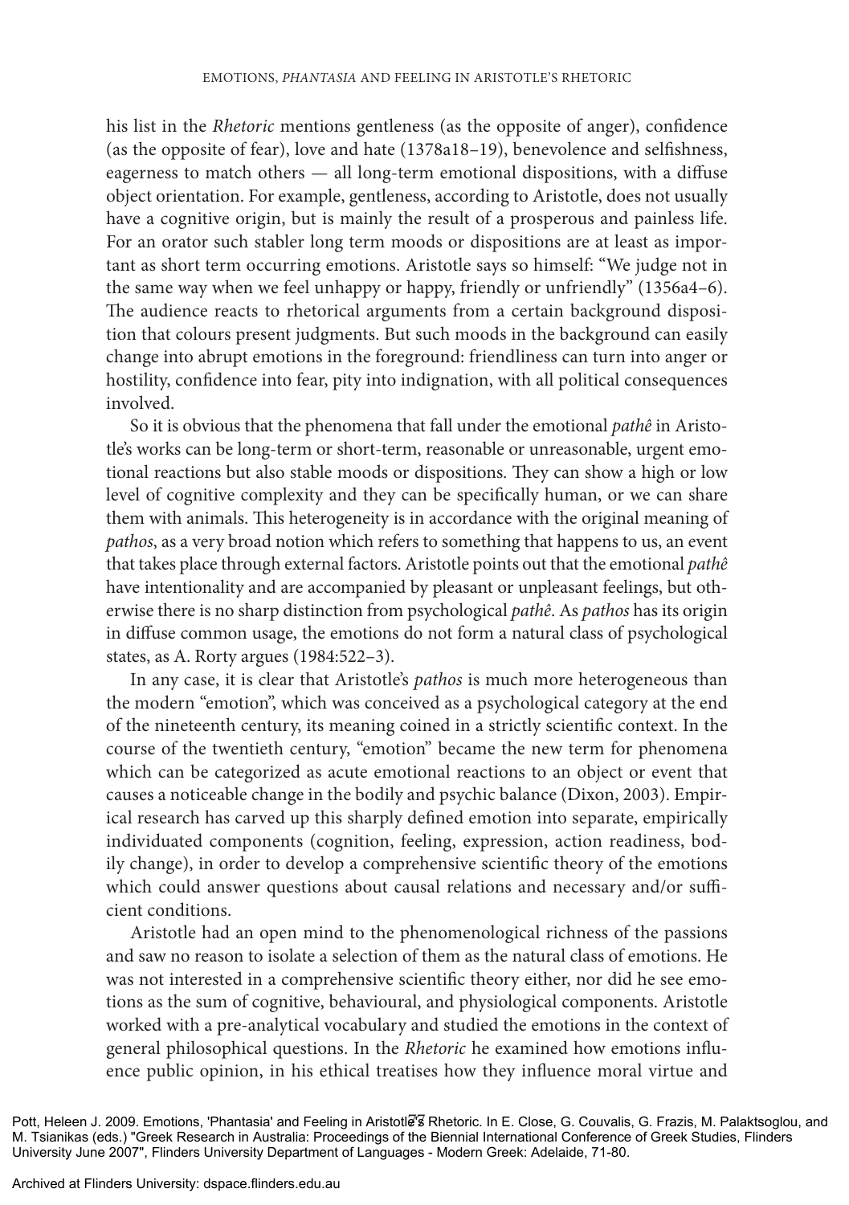his list in the *Rhetoric* mentions gentleness (as the opposite of anger), confidence (as the opposite of fear), love and hate (1378a18–19), benevolence and selfishness, eagerness to match others — all long-term emotional dispositions, with a diffuse object orientation. For example, gentleness, according to Aristotle, does not usually have a cognitive origin, but is mainly the result of a prosperous and painless life. For an orator such stabler long term moods or dispositions are at least as important as short term occurring emotions. Aristotle says so himself: "We judge not in the same way when we feel unhappy or happy, friendly or unfriendly" (1356a4–6). The audience reacts to rhetorical arguments from a certain background disposition that colours present judgments. But such moods in the background can easily change into abrupt emotions in the foreground: friendliness can turn into anger or hostility, confidence into fear, pity into indignation, with all political consequences involved.

So it is obvious that the phenomena that fall under the emotional *pathê* in Aristotle's works can be long-term or short-term, reasonable or unreasonable, urgent emotional reactions but also stable moods or dispositions. They can show a high or low level of cognitive complexity and they can be specifically human, or we can share them with animals. This heterogeneity is in accordance with the original meaning of *pathos*, as a very broad notion which refers to something that happens to us, an event that takes place through external factors. Aristotle points out that the emotional *pathê* have intentionality and are accompanied by pleasant or unpleasant feelings, but otherwise there is no sharp distinction from psychological *pathê*. As *pathos* has its origin in diffuse common usage, the emotions do not form a natural class of psychological states, as A. Rorty argues (1984:522–3).

In any case, it is clear that Aristotle's *pathos* is much more heterogeneous than the modern "emotion", which was conceived as a psychological category at the end of the nineteenth century, its meaning coined in a strictly scientific context. In the course of the twentieth century, "emotion" became the new term for phenomena which can be categorized as acute emotional reactions to an object or event that causes a noticeable change in the bodily and psychic balance (Dixon, 2003). Empirical research has carved up this sharply defined emotion into separate, empirically individuated components (cognition, feeling, expression, action readiness, bodily change), in order to develop a comprehensive scientific theory of the emotions which could answer questions about causal relations and necessary and/or sufficient conditions.

Aristotle had an open mind to the phenomenological richness of the passions and saw no reason to isolate a selection of them as the natural class of emotions. He was not interested in a comprehensive scientific theory either, nor did he see emotions as the sum of cognitive, behavioural, and physiological components. Aristotle worked with a pre-analytical vocabulary and studied the emotions in the context of general philosophical questions. In the *Rhetoric* he examined how emotions influence public opinion, in his ethical treatises how they influence moral virtue and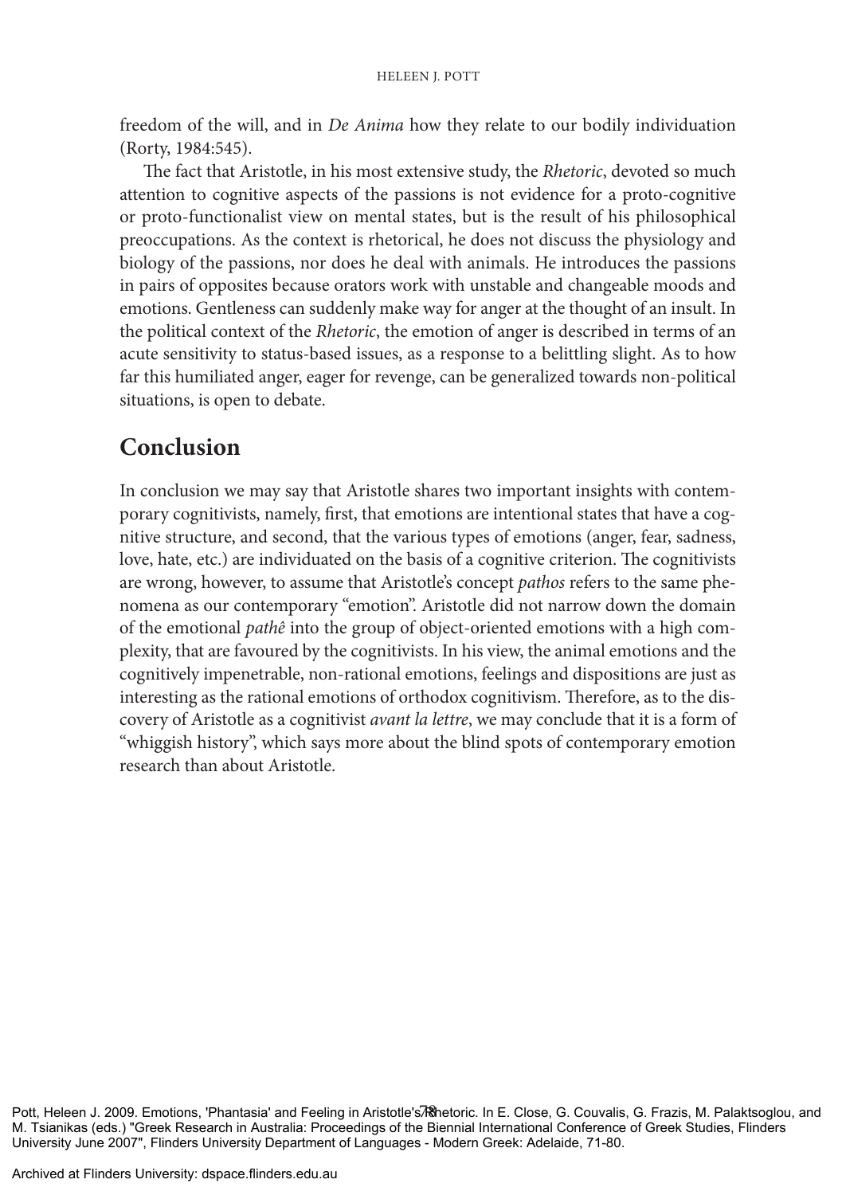freedom of the will, and in *De Anima* how they relate to our bodily individuation (Rorty, 1984:545).

The fact that Aristotle, in his most extensive study, the *Rhetoric*, devoted so much attention to cognitive aspects of the passions is not evidence for a proto-cognitive or proto-functionalist view on mental states, but is the result of his philosophical preoccupations. As the context is rhetorical, he does not discuss the physiology and biology of the passions, nor does he deal with animals. He introduces the passions in pairs of opposites because orators work with unstable and changeable moods and emotions. Gentleness can suddenly make way for anger at the thought of an insult. In the political context of the *Rhetoric*, the emotion of anger is described in terms of an acute sensitivity to status-based issues, as a response to a belittling slight. As to how far this humiliated anger, eager for revenge, can be generalized towards non-political situations, is open to debate.

## Conclusion

In conclusion we may say that Aristotle shares two important insights with contemporary cognitivists, namely, first, that emotions are intentional states that have a cognitive structure, and second, that the various types of emotions (anger, fear, sadness, love, hate, etc.) are individuated on the basis of a cognitive criterion. The cognitivists are wrong, however, to assume that Aristotle's concept *pathos* refers to the same phenomena as our contemporary "emotion". Aristotle did not narrow down the domain of the emotional *pathê* into the group of object-oriented emotions with a high complexity, that are favoured by the cognitivists. In his view, the animal emotions and the cognitively impenetrable, non-rational emotions, feelings and dispositions are just as interesting as the rational emotions of orthodox cognitivism. Therefore, as to the discovery of Aristotle as a cognitivist *avant la lettre*, we may conclude that it is a form of "whiggish history", which says more about the blind spots of contemporary emotion research than about Aristotle.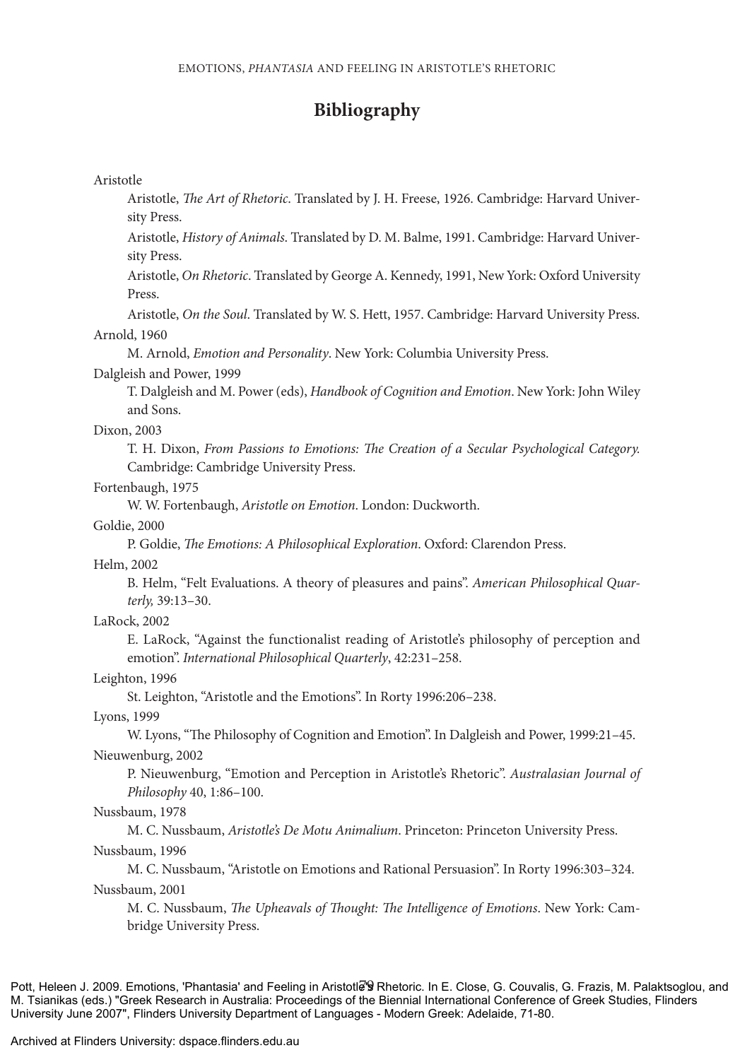## Bibliography

Aristotle

Aristotle, *The Art of Rhetoric*. Translated by J. H. Freese, 1926. Cambridge: Harvard University Press.

Aristotle, *History of Animals*. Translated by D. M. Balme, 1991. Cambridge: Harvard University Press.

Aristotle, *On Rhetoric*. Translated by George A. Kennedy, 1991, New York: Oxford University Press.

Aristotle, *On the Soul*. Translated by W. S. Hett, 1957. Cambridge: Harvard University Press.

Arnold, 1960

M. Arnold, *Emotion and Personality*. New York: Columbia University Press.

Dalgleish and Power, 1999

T. Dalgleish and M. Power (eds), *Handbook of Cognition and Emotion*. New York: John Wiley and Sons.

Dixon, 2003

T. H. Dixon, *From Passions to Emotions: The Creation of a Secular Psychological Category.* Cambridge: Cambridge University Press.

Fortenbaugh, 1975

W. W. Fortenbaugh, *Aristotle on Emotion*. London: Duckworth.

Goldie, 2000

P. Goldie, *The Emotions: A Philosophical Exploration*. Oxford: Clarendon Press.

Helm, 2002

B. Helm, "Felt Evaluations. A theory of pleasures and pains". *American Philosophical Quarterly,* 39:13–30.

LaRock, 2002

E. LaRock, "Against the functionalist reading of Aristotle's philosophy of perception and emotion". *International Philosophical Quarterly*, 42:231–258.

Leighton, 1996

St. Leighton, "Aristotle and the Emotions". In Rorty 1996:206–238.

Lyons, 1999

W. Lyons, "The Philosophy of Cognition and Emotion". In Dalgleish and Power, 1999:21–45.

Nieuwenburg, 2002

P. Nieuwenburg, "Emotion and Perception in Aristotle's Rhetoric". *Australasian Journal of Philosophy* 40, 1:86–100.

Nussbaum, 1978

M. C. Nussbaum, *Aristotle's De Motu Animalium*. Princeton: Princeton University Press.

Nussbaum, 1996

M. C. Nussbaum, "Aristotle on Emotions and Rational Persuasion". In Rorty 1996:303–324.

Nussbaum, 2001

M. C. Nussbaum, *The Upheavals of Thought: The Intelligence of Emotions*. New York: Cambridge University Press.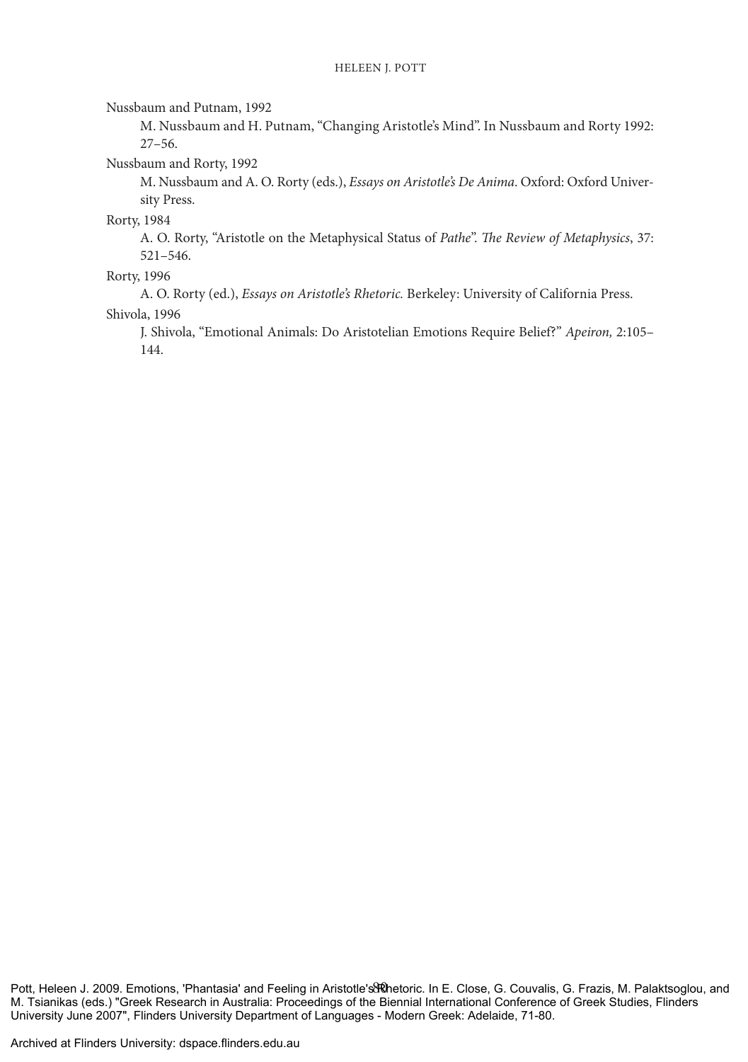Nussbaum and Putnam, 1992

M. Nussbaum and H. Putnam, "Changing Aristotle's Mind". In Nussbaum and Rorty 1992: 27–56.

Nussbaum and Rorty, 1992

M. Nussbaum and A. O. Rorty (eds.), *Essays on Aristotle's De Anima*. Oxford: Oxford University Press.

Rorty, 1984

A. O. Rorty, "Aristotle on the Metaphysical Status of *Pathe*". *The Review of Metaphysics*, 37: 521–546.

Rorty, 1996

A. O. Rorty (ed.), *Essays on Aristotle's Rhetoric.* Berkeley: University of California Press.

Shivola, 1996

J. Shivola, "Emotional Animals: Do Aristotelian Emotions Require Belief?" *Apeiron,* 2:105–144.

Pott, Heleen J. 2009. Emotions, 'Phantasia' and Feeling in Aristotle's Rhetoric. In E. Close, G. Couvalis, G. Frazis, M. Palaktsoglou, and M. Tsianikas (eds.) "Greek Research in Australia: Proceedings of the Biennial International Conference of Greek Studies, Flinders University June 2007", Flinders University Department of Languages - Modern Greek: Adelaide, 71-80.

Archived at Flinders University: dspace.flinders.edu.au